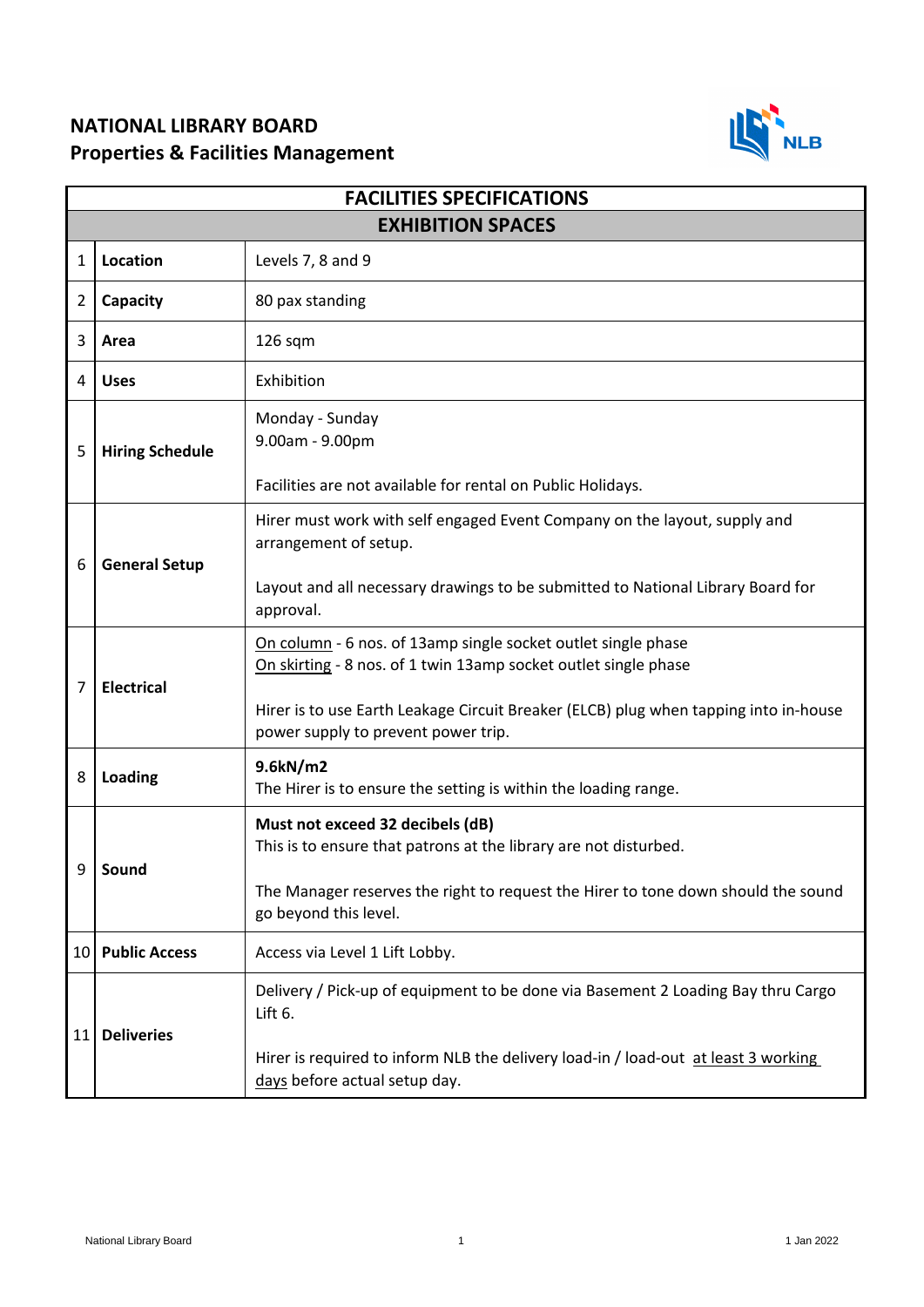**NATIONAL LIBRARY BOARD**
**Properties & Facilities Management**

| FACILITIES SPECIFICATIONS | | |
|---|---|---|
| **EXHIBITION SPACES** | | |
| 1 | **Location** | Levels 7, 8 and 9 |
| 2 | **Capacity** | 80 pax standing |
| 3 | **Area** | 126 sqm |
| 4 | **Uses** | Exhibition |
| 5 | **Hiring Schedule** | Monday - Sunday<br>9.00am - 9.00pm<br><br>Facilities are not available for rental on Public Holidays. |
| 6 | **General Setup** | Hirer must work with self engaged Event Company on the layout, supply and arrangement of setup.<br><br>Layout and all necessary drawings to be submitted to National Library Board for approval. |
| 7 | **Electrical** | On column - 6 nos. of 13amp single socket outlet single phase<br>On skirting - 8 nos. of 1 twin 13amp socket outlet single phase<br><br>Hirer is to use Earth Leakage Circuit Breaker (ELCB) plug when tapping into in-house power supply to prevent power trip. |
| 8 | **Loading** | **9.6kN/m2**<br>The Hirer is to ensure the setting is within the loading range. |
| 9 | **Sound** | **Must not exceed 32 decibels (dB)**<br>This is to ensure that patrons at the library are not disturbed.<br><br>The Manager reserves the right to request the Hirer to tone down should the sound go beyond this level. |
| 10 | **Public Access** | Access via Level 1 Lift Lobby. |
| 11 | **Deliveries** | Delivery / Pick-up of equipment to be done via Basement 2 Loading Bay thru Cargo Lift 6.<br><br>Hirer is required to inform NLB the delivery load-in / load-out at least 3 working days before actual setup day. |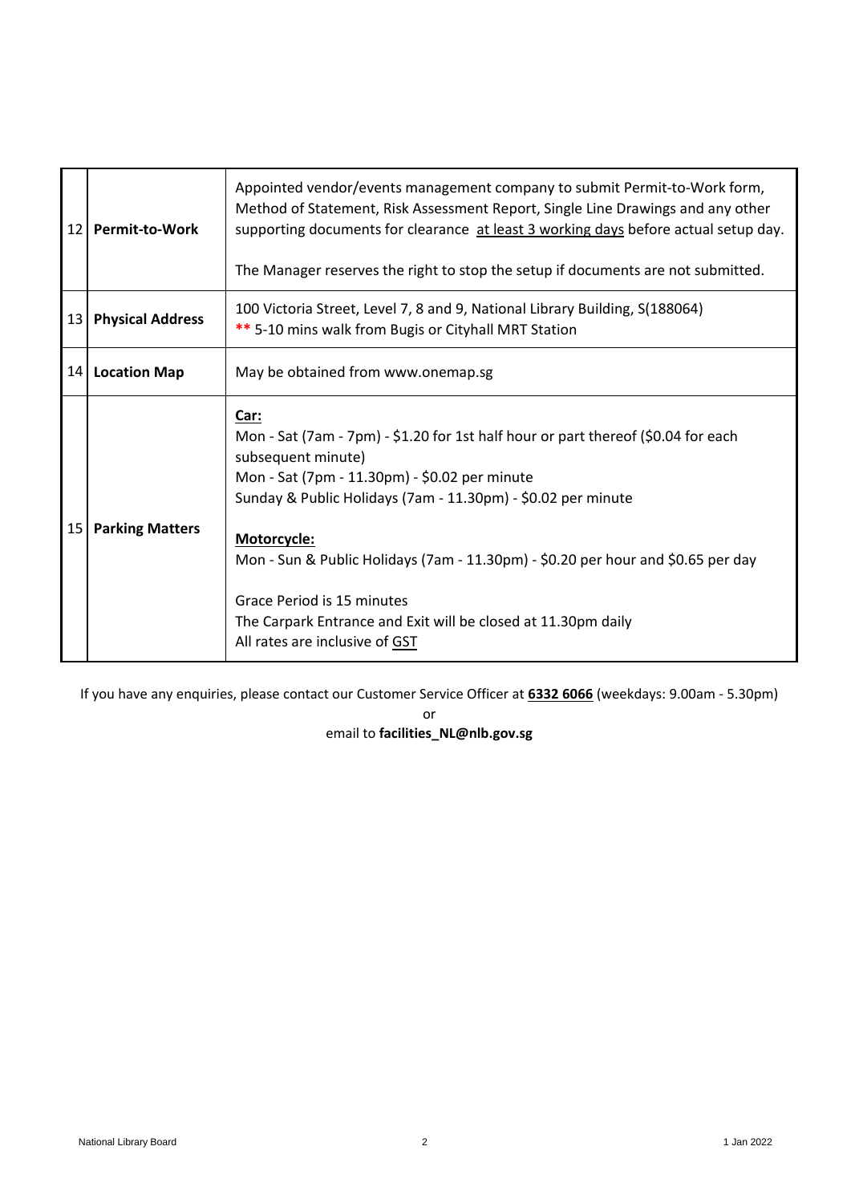| | | |
|---|---|---|
| 12 | **Permit-to-Work** | Appointed vendor/events management company to submit Permit-to-Work form, Method of Statement, Risk Assessment Report, Single Line Drawings and any other supporting documents for clearance at least 3 working days before actual setup day.<br><br>The Manager reserves the right to stop the setup if documents are not submitted. |
| 13 | **Physical Address** | 100 Victoria Street, Level 7, 8 and 9, National Library Building, S(188064)<br>** 5-10 mins walk from Bugis or Cityhall MRT Station |
| 14 | **Location Map** | May be obtained from www.onemap.sg |
| 15 | **Parking Matters** | **Car:**<br>Mon - Sat (7am - 7pm) - $1.20 for 1st half hour or part thereof ($0.04 for each subsequent minute)<br>Mon - Sat (7pm - 11.30pm) - $0.02 per minute<br>Sunday & Public Holidays (7am - 11.30pm) - $0.02 per minute<br><br>**Motorcycle:**<br>Mon - Sun & Public Holidays (7am - 11.30pm) - $0.20 per hour and $0.65 per day<br><br>Grace Period is 15 minutes<br>The Carpark Entrance and Exit will be closed at 11.30pm daily<br>All rates are inclusive of GST |

If you have any enquiries, please contact our Customer Service Officer at **6332 6066** (weekdays: 9.00am - 5.30pm)

or

email to **facilities_NL@nlb.gov.sg**